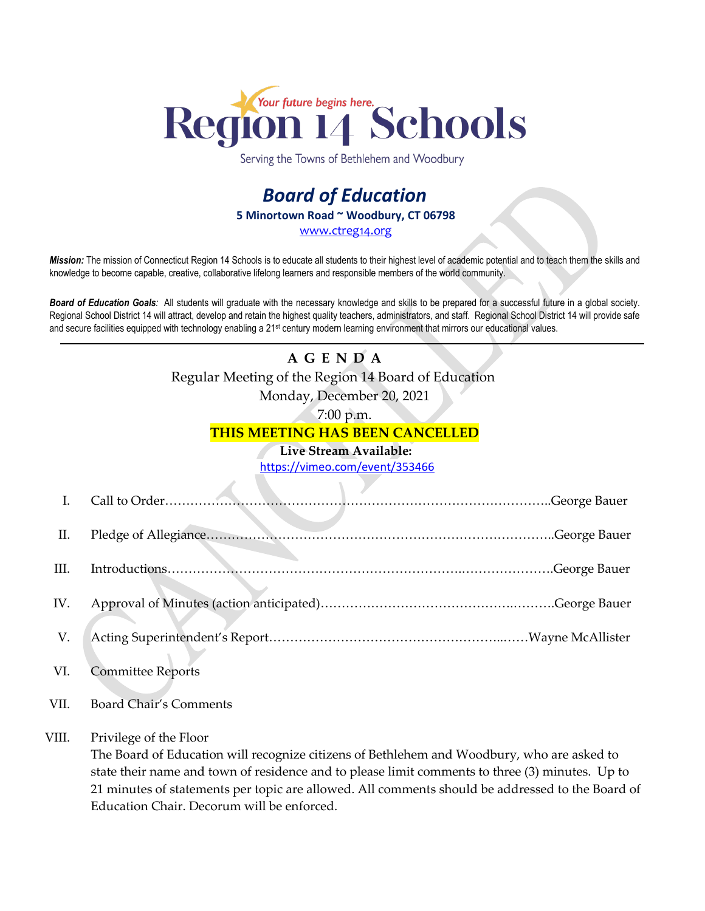# Region 14 Schools

*Your future begins here.*

Serving the Towns of Bethlehem and Woodbury

## *Board of Education*

**5 Minortown Road ~ Woodbury, CT 06798**

www.ctreg14.org

***Mission:*** The mission of Connecticut Region 14 Schools is to educate all students to their highest level of academic potential and to teach them the skills and knowledge to become capable, creative, collaborative lifelong learners and responsible members of the world community.

***Board of Education Goals:*** All students will graduate with the necessary knowledge and skills to be prepared for a successful future in a global society. Regional School District 14 will attract, develop and retain the highest quality teachers, administrators, and staff. Regional School District 14 will provide safe and secure facilities equipped with technology enabling a 21st century modern learning environment that mirrors our educational values.

---

**A G E N D A**

Regular Meeting of the Region 14 Board of Education

Monday, December 20, 2021

7:00 p.m.

**THIS MEETING HAS BEEN CANCELLED**

**Live Stream Available:**

https://vimeo.com/event/353466

CANCELLED

I. Call to Order……………………………………………………………………………..George Bauer

II. Pledge of Allegiance……………………………………………………………………..George Bauer

III. Introductions……………………………………………………………..………………….George Bauer

IV. Approval of Minutes (action anticipated)……………………………………….……….George Bauer

V. Acting Superintendent's Report……………………………………………...……Wayne McAllister

VI. Committee Reports

VII. Board Chair's Comments

VIII. Privilege of the Floor
The Board of Education will recognize citizens of Bethlehem and Woodbury, who are asked to state their name and town of residence and to please limit comments to three (3) minutes. Up to 21 minutes of statements per topic are allowed. All comments should be addressed to the Board of Education Chair. Decorum will be enforced.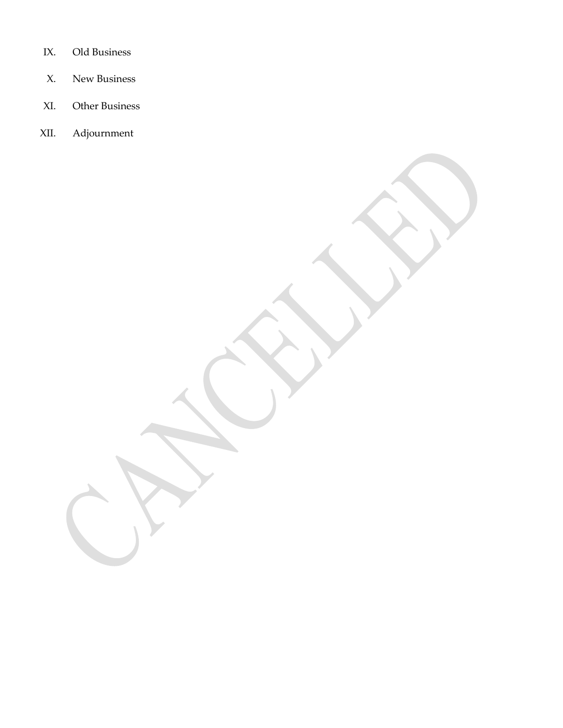IX. Old Business

X. New Business

XI. Other Business

XII. Adjournment